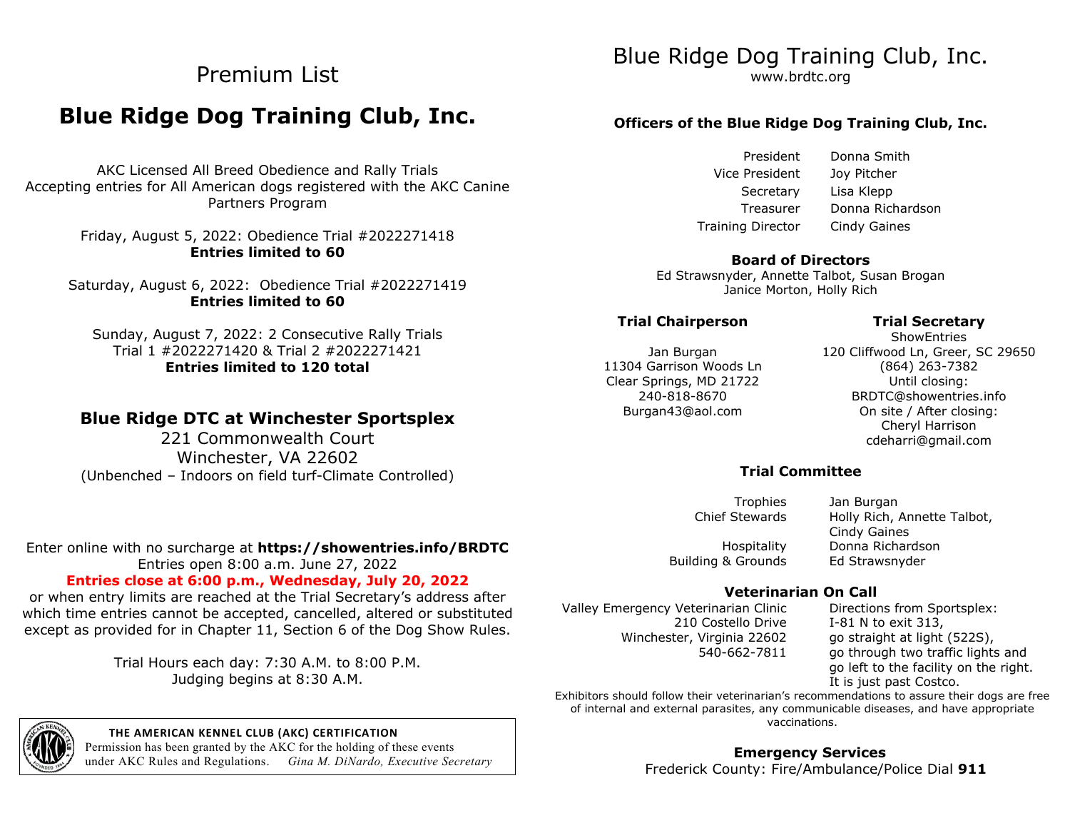# Premium List

# Blue Ridge Dog Training Club, Inc.

AKC Licensed All Breed Obedience and Rally Trials
Accepting entries for All American dogs registered with the AKC Canine Partners Program

Friday, August 5, 2022: Obedience Trial #2022271418
**Entries limited to 60**

Saturday, August 6, 2022: Obedience Trial #2022271419
**Entries limited to 60**

Sunday, August 7, 2022: 2 Consecutive Rally Trials
Trial 1 #2022271420 & Trial 2 #2022271421
**Entries limited to 120 total**

## Blue Ridge DTC at Winchester Sportsplex

221 Commonwealth Court
Winchester, VA 22602
(Unbenched – Indoors on field turf-Climate Controlled)

Enter online with no surcharge at **https://showentries.info/BRDTC**
Entries open 8:00 a.m. June 27, 2022
**Entries close at 6:00 p.m., Wednesday, July 20, 2022**
or when entry limits are reached at the Trial Secretary's address after which time entries cannot be accepted, cancelled, altered or substituted except as provided for in Chapter 11, Section 6 of the Dog Show Rules.

Trial Hours each day: 7:30 A.M. to 8:00 P.M.
Judging begins at 8:30 A.M.

**THE AMERICAN KENNEL CLUB (AKC) CERTIFICATION**
Permission has been granted by the AKC for the holding of these events under AKC Rules and Regulations. *Gina M. DiNardo, Executive Secretary*

# Blue Ridge Dog Training Club, Inc.

www.brdtc.org

### Officers of the Blue Ridge Dog Training Club, Inc.

| | |
|---|---|
| President | Donna Smith |
| Vice President | Joy Pitcher |
| Secretary | Lisa Klepp |
| Treasurer | Donna Richardson |
| Training Director | Cindy Gaines |

### Board of Directors

Ed Strawsnyder, Annette Talbot, Susan Brogan
Janice Morton, Holly Rich

### Trial Chairperson

Jan Burgan
11304 Garrison Woods Ln
Clear Springs, MD 21722
240-818-8670
Burgan43@aol.com

### Trial Secretary

ShowEntries
120 Cliffwood Ln, Greer, SC 29650
(864) 263-7382
Until closing:
BRDTC@showentries.info
On site / After closing:
Cheryl Harrison
cdeharri@gmail.com

### Trial Committee

| | |
|---|---|
| Trophies | Jan Burgan |
| Chief Stewards | Holly Rich, Annette Talbot, Cindy Gaines |
| Hospitality | Donna Richardson |
| Building & Grounds | Ed Strawsnyder |

### Veterinarian On Call

Valley Emergency Veterinarian Clinic
210 Costello Drive
Winchester, Virginia 22602
540-662-7811

Directions from Sportsplex:
I-81 N to exit 313,
go straight at light (522S),
go through two traffic lights and go left to the facility on the right.
It is just past Costco.

Exhibitors should follow their veterinarian's recommendations to assure their dogs are free of internal and external parasites, any communicable diseases, and have appropriate vaccinations.

### Emergency Services

Frederick County: Fire/Ambulance/Police Dial **911**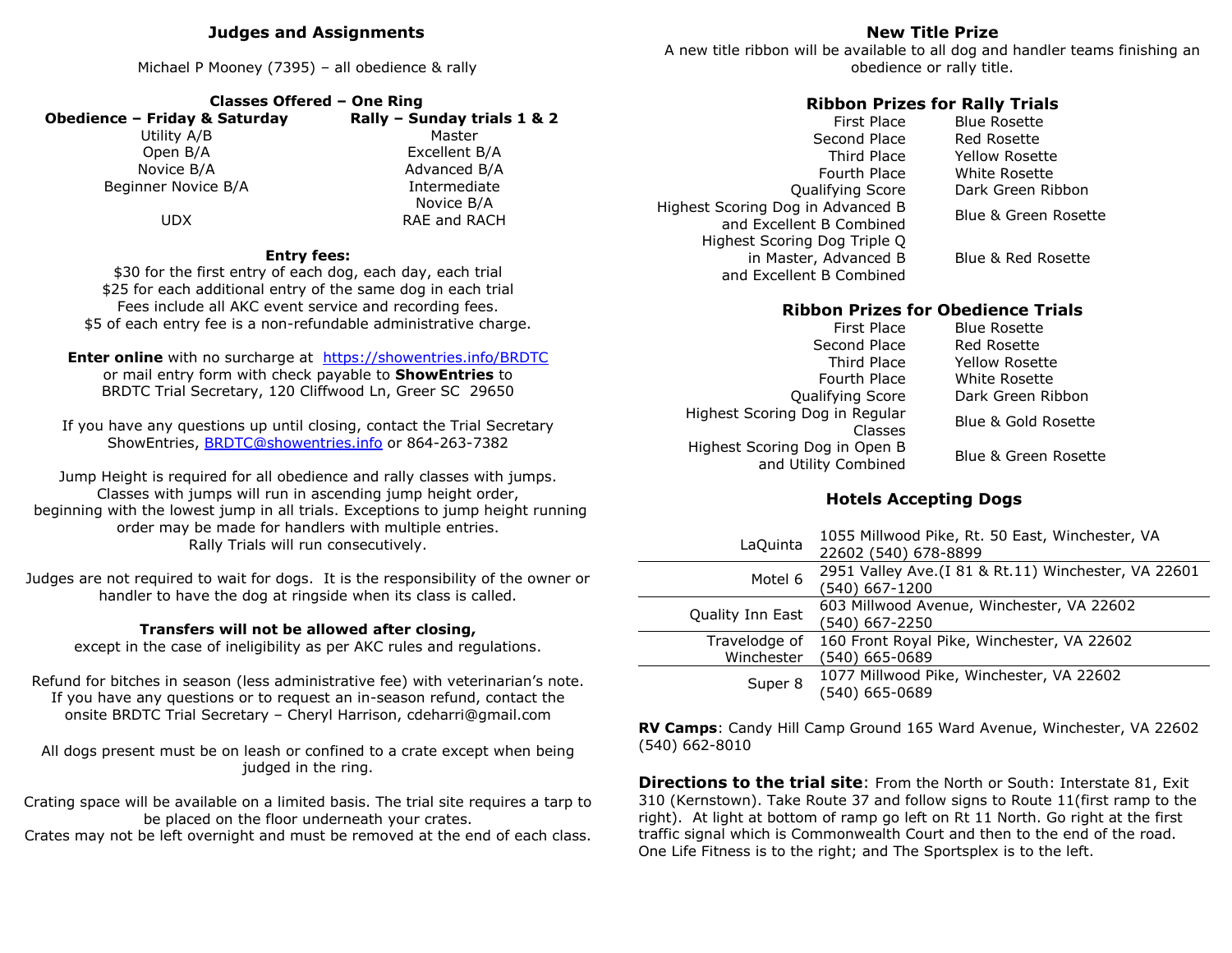### Judges and Assignments

Michael P Mooney (7395) – all obedience & rally

### Classes Offered – One Ring

| Obedience – Friday & Saturday | Rally – Sunday trials 1 & 2 |
|---|---|
| Utility A/B | Master |
| Open B/A | Excellent B/A |
| Novice B/A | Advanced B/A |
| Beginner Novice B/A | Intermediate |
| | Novice B/A |
| UDX | RAE and RACH |

**Entry fees:**

$30 for the first entry of each dog, each day, each trial
$25 for each additional entry of the same dog in each trial
Fees include all AKC event service and recording fees.
$5 of each entry fee is a non-refundable administrative charge.

**Enter online** with no surcharge at https://showentries.info/BRDTC
or mail entry form with check payable to **ShowEntries** to
BRDTC Trial Secretary, 120 Cliffwood Ln, Greer SC 29650

If you have any questions up until closing, contact the Trial Secretary
ShowEntries, BRDTC@showentries.info or 864-263-7382

Jump Height is required for all obedience and rally classes with jumps.
Classes with jumps will run in ascending jump height order,
beginning with the lowest jump in all trials. Exceptions to jump height running order may be made for handlers with multiple entries.
Rally Trials will run consecutively.

Judges are not required to wait for dogs. It is the responsibility of the owner or handler to have the dog at ringside when its class is called.

**Transfers will not be allowed after closing,**
except in the case of ineligibility as per AKC rules and regulations.

Refund for bitches in season (less administrative fee) with veterinarian's note.
If you have any questions or to request an in-season refund, contact the onsite BRDTC Trial Secretary – Cheryl Harrison, cdeharri@gmail.com

All dogs present must be on leash or confined to a crate except when being judged in the ring.

Crating space will be available on a limited basis. The trial site requires a tarp to be placed on the floor underneath your crates.
Crates may not be left overnight and must be removed at the end of each class.

### New Title Prize

A new title ribbon will be available to all dog and handler teams finishing an obedience or rally title.

### Ribbon Prizes for Rally Trials

| | |
|---|---|
| First Place | Blue Rosette |
| Second Place | Red Rosette |
| Third Place | Yellow Rosette |
| Fourth Place | White Rosette |
| Qualifying Score | Dark Green Ribbon |
| Highest Scoring Dog in Advanced B and Excellent B Combined | Blue & Green Rosette |
| Highest Scoring Dog Triple Q in Master, Advanced B and Excellent B Combined | Blue & Red Rosette |

### Ribbon Prizes for Obedience Trials

| | |
|---|---|
| First Place | Blue Rosette |
| Second Place | Red Rosette |
| Third Place | Yellow Rosette |
| Fourth Place | White Rosette |
| Qualifying Score | Dark Green Ribbon |
| Highest Scoring Dog in Regular Classes | Blue & Gold Rosette |
| Highest Scoring Dog in Open B and Utility Combined | Blue & Green Rosette |

### Hotels Accepting Dogs

| | |
|---|---|
| LaQuinta | 1055 Millwood Pike, Rt. 50 East, Winchester, VA 22602 (540) 678-8899 |
| Motel 6 | 2951 Valley Ave.(I 81 & Rt.11) Winchester, VA 22601 (540) 667-1200 |
| Quality Inn East | 603 Millwood Avenue, Winchester, VA 22602 (540) 667-2250 |
| Travelodge of Winchester | 160 Front Royal Pike, Winchester, VA 22602 (540) 665-0689 |
| Super 8 | 1077 Millwood Pike, Winchester, VA 22602 (540) 665-0689 |

**RV Camps**: Candy Hill Camp Ground 165 Ward Avenue, Winchester, VA 22602 (540) 662-8010

**Directions to the trial site**: From the North or South: Interstate 81, Exit 310 (Kernstown). Take Route 37 and follow signs to Route 11(first ramp to the right). At light at bottom of ramp go left on Rt 11 North. Go right at the first traffic signal which is Commonwealth Court and then to the end of the road. One Life Fitness is to the right; and The Sportsplex is to the left.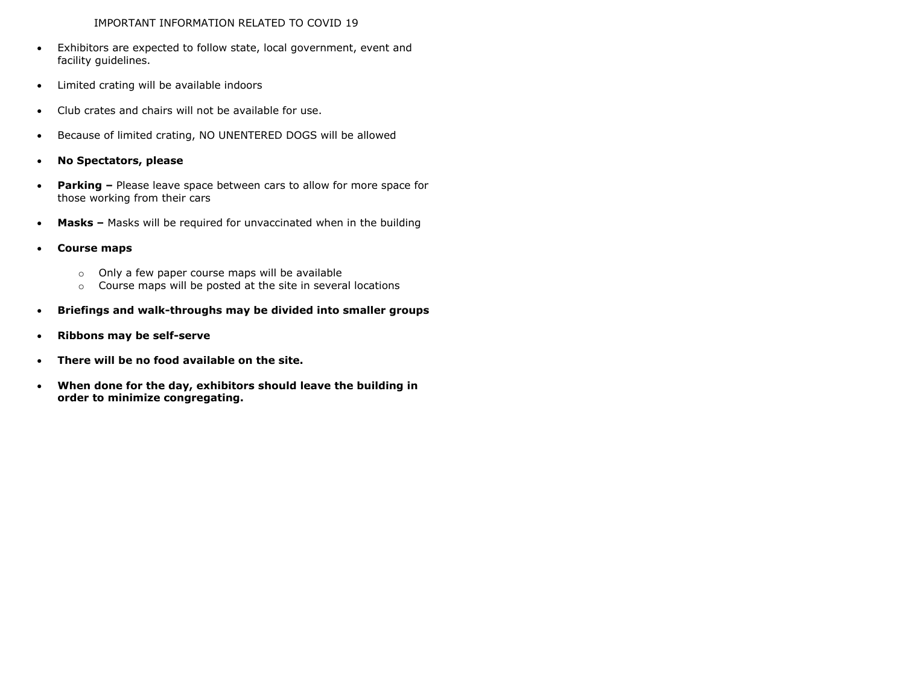IMPORTANT INFORMATION RELATED TO COVID 19

- Exhibitors are expected to follow state, local government, event and facility guidelines.
- Limited crating will be available indoors
- Club crates and chairs will not be available for use.
- Because of limited crating, NO UNENTERED DOGS will be allowed
- **No Spectators, please**
- **Parking –** Please leave space between cars to allow for more space for those working from their cars
- **Masks –** Masks will be required for unvaccinated when in the building
- **Course maps**
    - Only a few paper course maps will be available
    - Course maps will be posted at the site in several locations
- **Briefings and walk-throughs may be divided into smaller groups**
- **Ribbons may be self-serve**
- **There will be no food available on the site.**
- **When done for the day, exhibitors should leave the building in order to minimize congregating.**